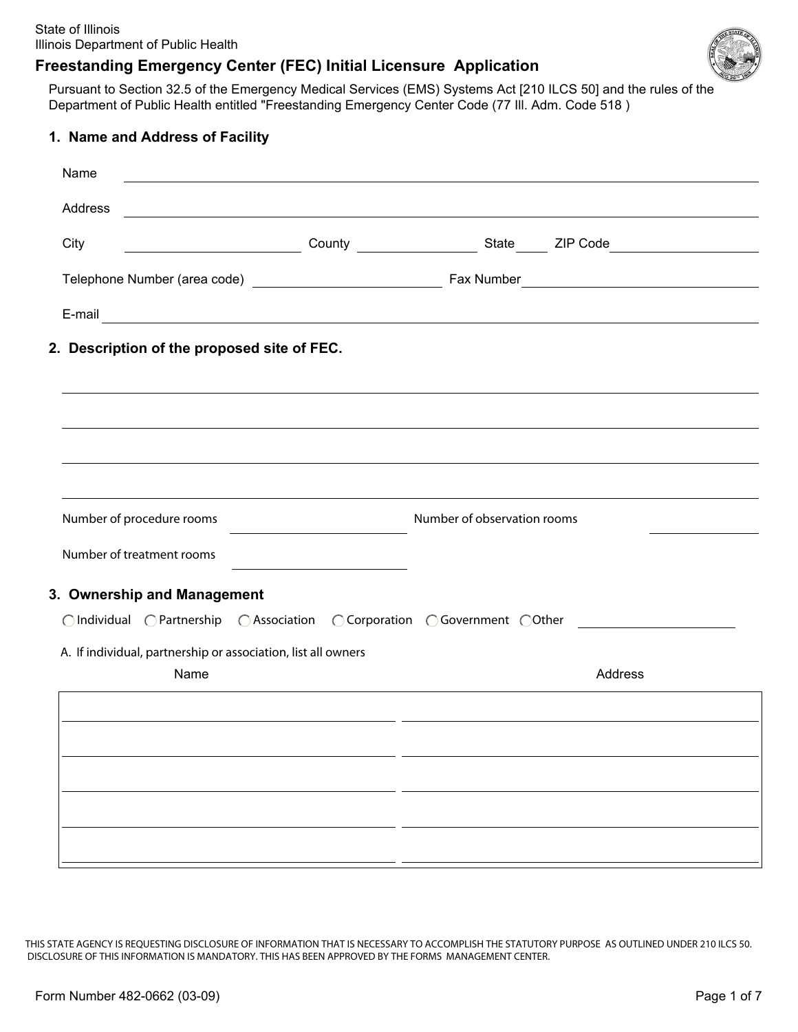State of Illinois
Illinois Department of Public Health

# Freestanding Emergency Center (FEC) Initial Licensure Application

Pursuant to Section 32.5 of the Emergency Medical Services (EMS) Systems Act [210 ILCS 50] and the rules of the Department of Public Health entitled "Freestanding Emergency Center Code (77 Ill. Adm. Code 518 )

## 1. Name and Address of Facility

Name ______________________________

Address ______________________________

City ____________ County ____________ State ____ ZIP Code ____________

Telephone Number (area code) ____________ Fax Number ____________

E-mail ______________________________

## 2. Description of the proposed site of FEC.

______________________________

______________________________

______________________________

______________________________

Number of procedure rooms ____________ Number of observation rooms ____________

Number of treatment rooms ____________

## 3. Ownership and Management

○ Individual ○ Partnership ○ Association ○ Corporation ○ Government ○ Other ____________

A. If individual, partnership or association, list all owners

| Name | Address |
|---|---|
| | |
| | |
| | |
| | |
| | |

THIS STATE AGENCY IS REQUESTING DISCLOSURE OF INFORMATION THAT IS NECESSARY TO ACCOMPLISH THE STATUTORY PURPOSE AS OUTLINED UNDER 210 ILCS 50. DISCLOSURE OF THIS INFORMATION IS MANDATORY. THIS HAS BEEN APPROVED BY THE FORMS MANAGEMENT CENTER.

Form Number 482-0662 (03-09)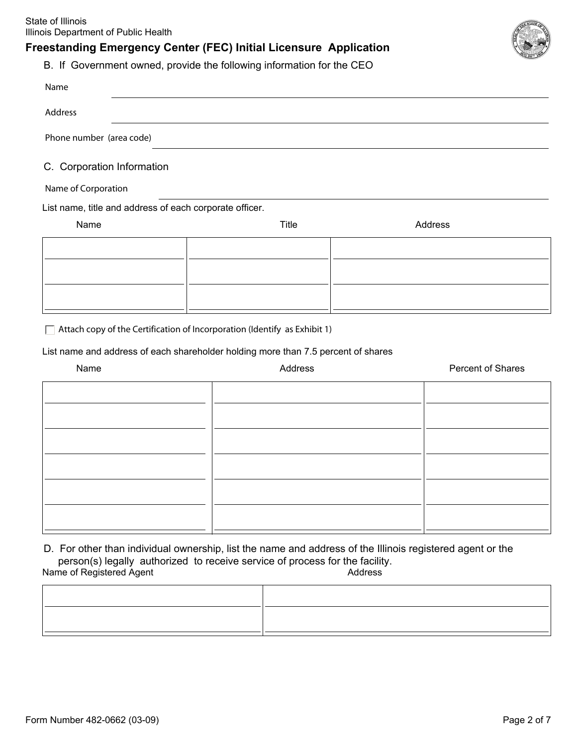State of Illinois
Illinois Department of Public Health

## Freestanding Emergency Center (FEC) Initial Licensure Application

B. If Government owned, provide the following information for the CEO

Name ______________________________

Address ______________________________

Phone number (area code) ______________________________

C. Corporation Information

Name of Corporation ______________________________

List name, title and address of each corporate officer.

| Name | Title | Address |
|---|---|---|
| | | |
| | | |
| | | |

☐ Attach copy of the Certification of Incorporation (Identify as Exhibit 1)

List name and address of each shareholder holding more than 7.5 percent of shares

| Name | Address | Percent of Shares |
|---|---|---|
| | | |
| | | |
| | | |
| | | |
| | | |
| | | |

D. For other than individual ownership, list the name and address of the Illinois registered agent or the person(s) legally authorized to receive service of process for the facility.

| Name of Registered Agent | Address |
|---|---|
| | |
| | |

Form Number 482-0662 (03-09)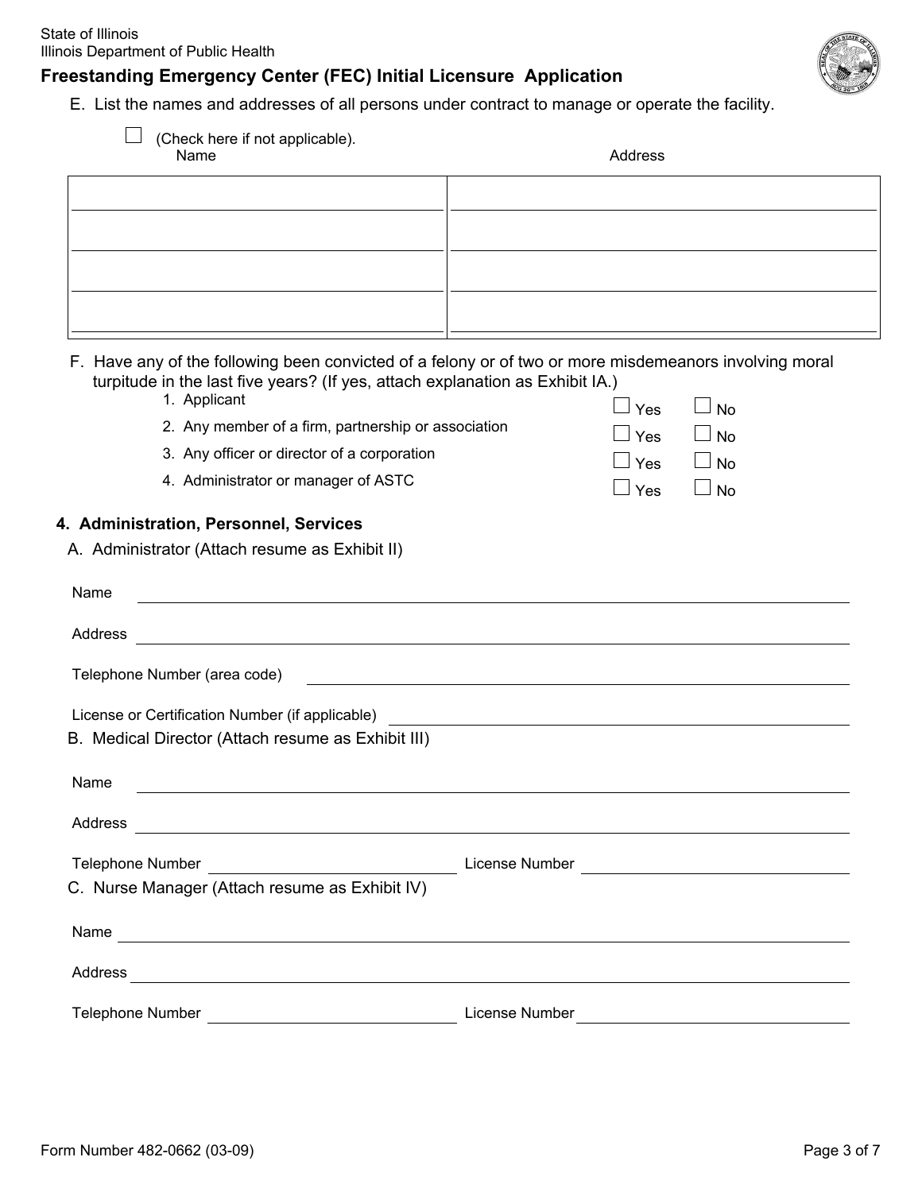State of Illinois
Illinois Department of Public Health

## Freestanding Emergency Center (FEC) Initial Licensure Application

E. List the names and addresses of all persons under contract to manage or operate the facility.

☐ (Check here if not applicable).

| Name | Address |
| --- | --- |
| | |
| | |
| | |
| | |

F. Have any of the following been convicted of a felony or of two or more misdemeanors involving moral turpitude in the last five years? (If yes, attach explanation as Exhibit IA.)

1. Applicant ☐ Yes ☐ No
2. Any member of a firm, partnership or association ☐ Yes ☐ No
3. Any officer or director of a corporation ☐ Yes ☐ No
4. Administrator or manager of ASTC ☐ Yes ☐ No

### 4. Administration, Personnel, Services

A. Administrator (Attach resume as Exhibit II)

Name ____________________

Address ____________________

Telephone Number (area code) ____________________

License or Certification Number (if applicable) ____________________

B. Medical Director (Attach resume as Exhibit III)

Name ____________________

Address ____________________

Telephone Number ____________________ License Number ____________________

C. Nurse Manager (Attach resume as Exhibit IV)

Name ____________________

Address ____________________

Telephone Number ____________________ License Number ____________________

Form Number 482-0662 (03-09)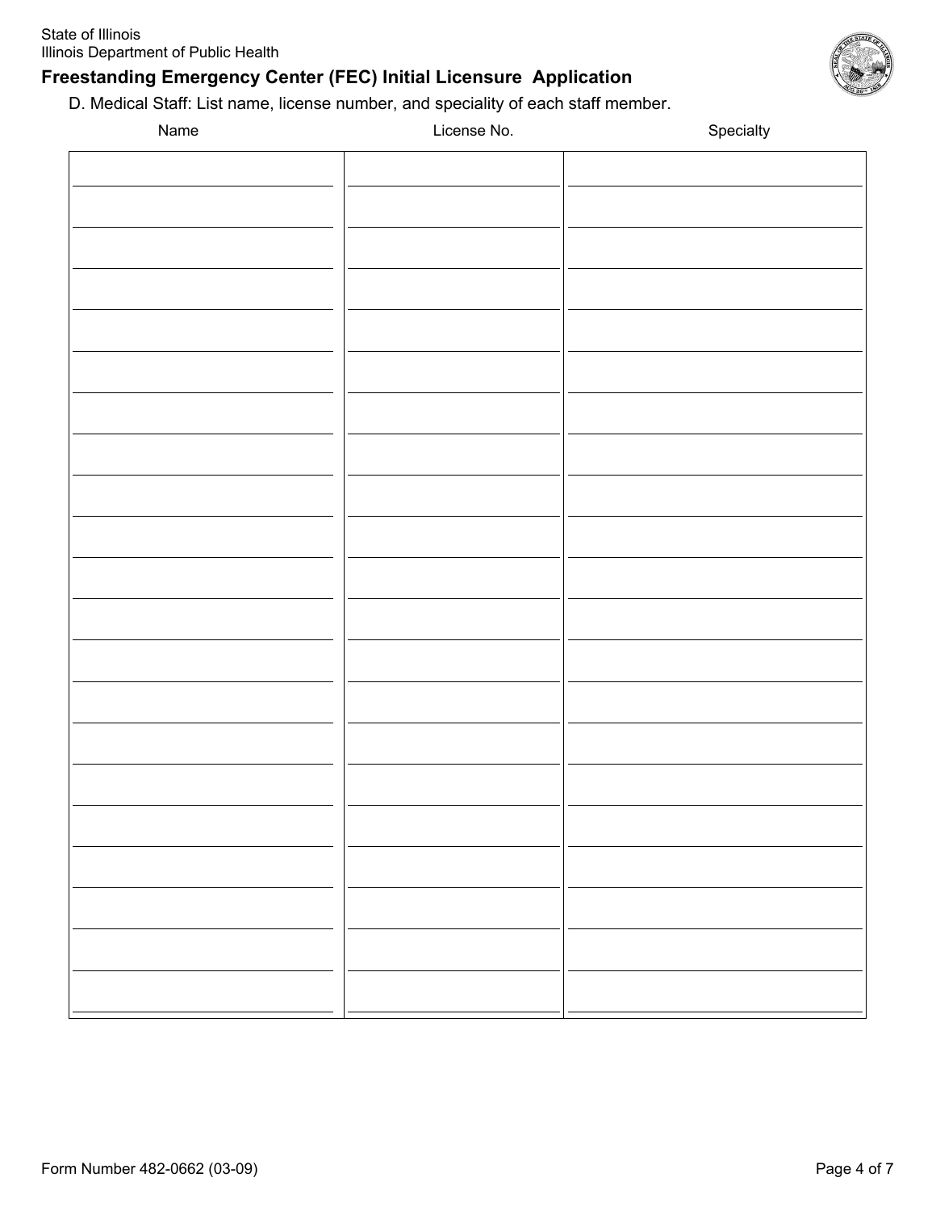State of Illinois
Illinois Department of Public Health

## Freestanding Emergency Center (FEC) Initial Licensure Application

D. Medical Staff: List name, license number, and speciality of each staff member.

| Name | License No. | Specialty |
|---|---|---|
| | | |
| | | |
| | | |
| | | |
| | | |
| | | |
| | | |
| | | |
| | | |
| | | |
| | | |
| | | |
| | | |
| | | |
| | | |
| | | |
| | | |
| | | |
| | | |
| | | |
| | | |

Form Number 482-0662 (03-09)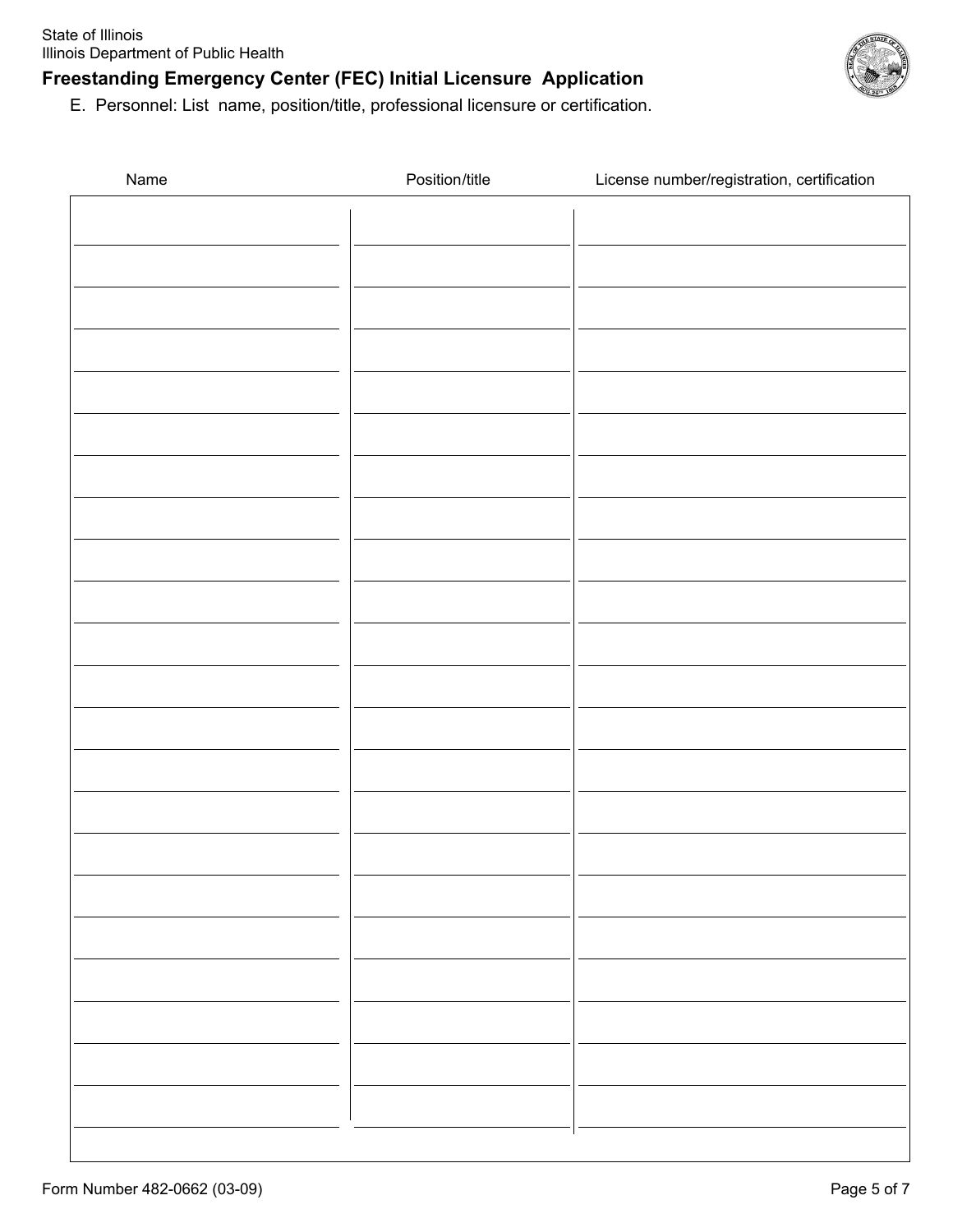State of Illinois
Illinois Department of Public Health

## Freestanding Emergency Center (FEC) Initial Licensure Application

E. Personnel: List name, position/title, professional licensure or certification.

| Name | Position/title | License number/registration, certification |
|---|---|---|
| | | |
| | | |
| | | |
| | | |
| | | |
| | | |
| | | |
| | | |
| | | |
| | | |
| | | |
| | | |
| | | |
| | | |
| | | |
| | | |
| | | |
| | | |
| | | |
| | | |
| | | |
| | | |

Form Number 482-0662 (03-09)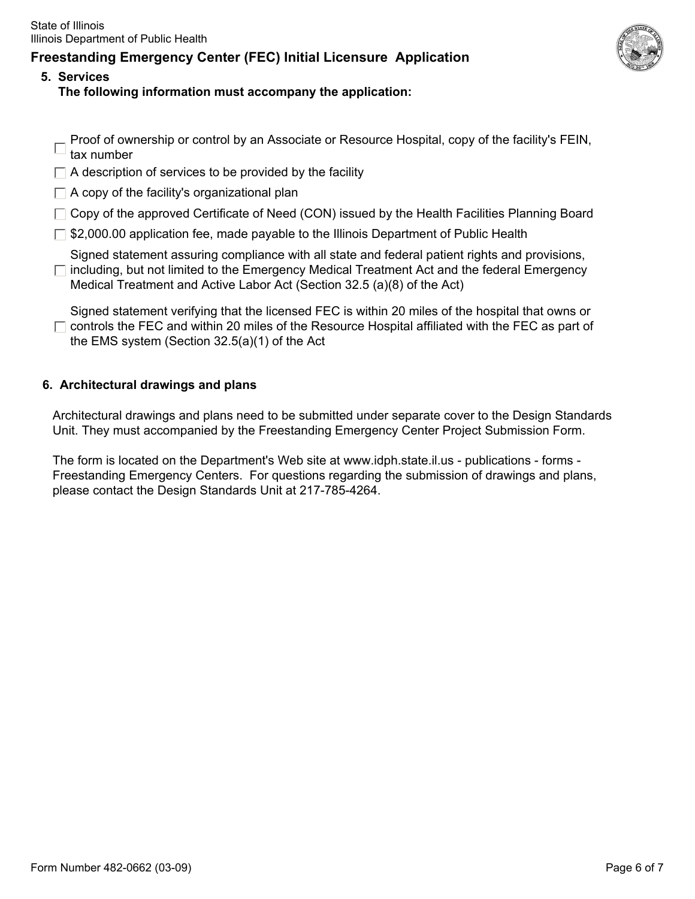## 5. Services

**The following information must accompany the application:**

- [ ] Proof of ownership or control by an Associate or Resource Hospital, copy of the facility's FEIN, tax number
- [ ] A description of services to be provided by the facility
- [ ] A copy of the facility's organizational plan
- [ ] Copy of the approved Certificate of Need (CON) issued by the Health Facilities Planning Board
- [ ] $2,000.00 application fee, made payable to the Illinois Department of Public Health
- [ ] Signed statement assuring compliance with all state and federal patient rights and provisions, including, but not limited to the Emergency Medical Treatment Act and the federal Emergency Medical Treatment and Active Labor Act (Section 32.5 (a)(8) of the Act)
- [ ] Signed statement verifying that the licensed FEC is within 20 miles of the hospital that owns or controls the FEC and within 20 miles of the Resource Hospital affiliated with the FEC as part of the EMS system (Section 32.5(a)(1) of the Act

## 6. Architectural drawings and plans

Architectural drawings and plans need to be submitted under separate cover to the Design Standards Unit. They must accompanied by the Freestanding Emergency Center Project Submission Form.

The form is located on the Department's Web site at www.idph.state.il.us - publications - forms - Freestanding Emergency Centers. For questions regarding the submission of drawings and plans, please contact the Design Standards Unit at 217-785-4264.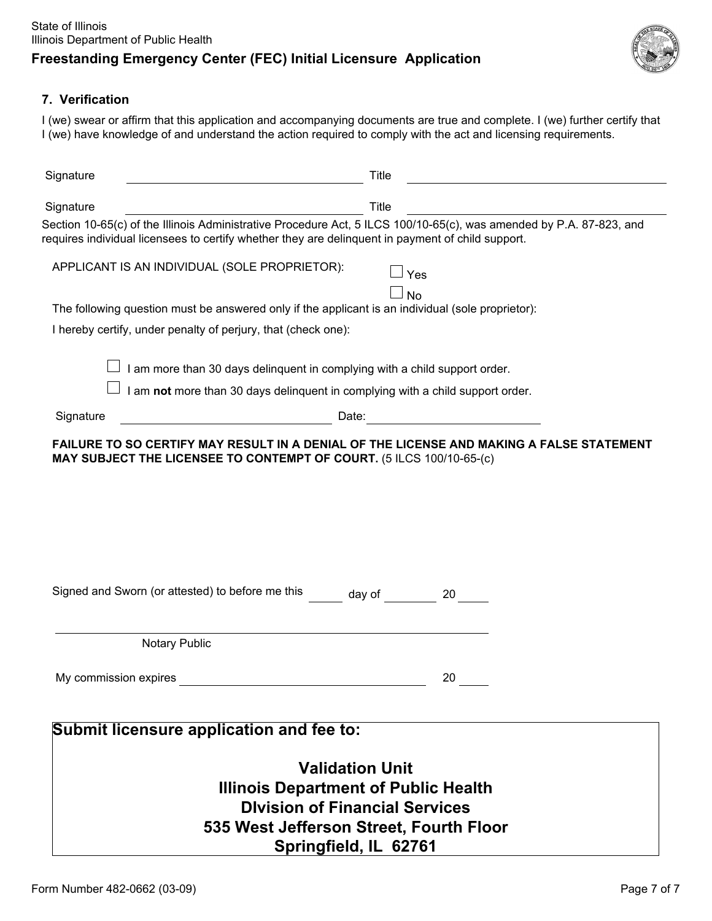State of Illinois
Illinois Department of Public Health

# Freestanding Emergency Center (FEC) Initial Licensure Application

## 7. Verification

I (we) swear or affirm that this application and accompanying documents are true and complete. I (we) further certify that I (we) have knowledge of and understand the action required to comply with the act and licensing requirements.

Signature ______________________________ Title ______________________________

Signature ______________________________ Title ______________________________

Section 10-65(c) of the Illinois Administrative Procedure Act, 5 ILCS 100/10-65(c), was amended by P.A. 87-823, and requires individual licensees to certify whether they are delinquent in payment of child support.

APPLICANT IS AN INDIVIDUAL (SOLE PROPRIETOR):

- ☐ Yes
- ☐ No

The following question must be answered only if the applicant is an individual (sole proprietor):

I hereby certify, under penalty of perjury, that (check one):

- ☐ I am more than 30 days delinquent in complying with a child support order.
- ☐ I am **not** more than 30 days delinquent in complying with a child support order.

Signature ______________________________ Date: ______________________

**FAILURE TO SO CERTIFY MAY RESULT IN A DENIAL OF THE LICENSE AND MAKING A FALSE STATEMENT MAY SUBJECT THE LICENSEE TO CONTEMPT OF COURT.** (5 ILCS 100/10-65-(c)

Signed and Sworn (or attested) to before me this ______ day of __________ 20 ____

______________________________________________
Notary Public

My commission expires ______________________________ 20 ____

**Submit licensure application and fee to:**

**Validation Unit**
**Illinois Department of Public Health**
**DIvision of Financial Services**
**535 West Jefferson Street, Fourth Floor**
**Springfield, IL 62761**

Form Number 482-0662 (03-09)